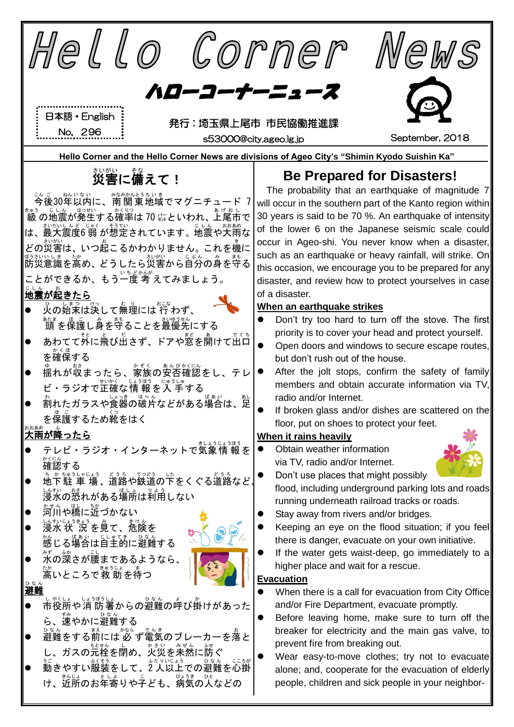# Hello Corner News

## ハローコーナーニュース

日本語・English
No. 296

発行：埼玉県上尾市 市民協働推進課
s53000@city.ageo.lg.jp

September, 2018

**Hello Corner and the Hello Corner News are divisions of Ageo City's "Shimin Kyodo Suishin Ka"**

## 災害に備えて！

今後30年以内に、南関東地域でマグニチュード7級の地震が発生する確率は70％といわれ、上尾市では、最大震度6弱が想定されています。地震や大雨などの災害は、いつ起こるかわかりません。これを機に防災意識を高め、どうしたら災害から自分の身を守ることができるか、もう一度考えてみましょう。

**地震が起きたら**

- 火の始末は決して無理には行わず、頭を保護し身を守ることを最優先にする
- あわてて外に飛び出さず、ドアや窓を開けて出口を確保する
- 揺れが収まったら、家族の安否確認をし、テレビ・ラジオで正確な情報を入手する
- 割れたガラスや食器の破片などがある場合は、足を保護するため靴をはく

**大雨が降ったら**

- テレビ・ラジオ・インターネットで気象情報を確認する
- 地下駐車場、道路や鉄道の下をくぐる道路など、浸水の恐れがある場所は利用しない
- 河川や橋に近づかない
- 浸水状況を見て、危険を感じる場合は自主的に避難する
- 水の深さが腰まであるようなら、高いところで救助を待つ

**避難**

- 市役所や消防署からの避難の呼び掛けがあったら、速やかに避難する
- 避難をする前には必ず電気のブレーカーを落とし、ガスの元栓を閉め、火災を未然に防ぐ
- 動きやすい服装をして、2人以上での避難を心掛け、近所のお年寄りや子ども、病気の人などの

## Be Prepared for Disasters!

The probability that an earthquake of magnitude 7 will occur in the southern part of the Kanto region within 30 years is said to be 70 %. An earthquake of intensity of the lower 6 on the Japanese seismic scale could occur in Ageo-shi. You never know when a disaster, such as an earthquake or heavy rainfall, will strike. On this occasion, we encourage you to be prepared for any disaster, and review how to protect yourselves in case of a disaster.

**When an earthquake strikes**

- Don't try too hard to turn off the stove. The first priority is to cover your head and protect yourself.
- Open doors and windows to secure escape routes, but don't rush out of the house.
- After the jolt stops, confirm the safety of family members and obtain accurate information via TV, radio and/or Internet.
- If broken glass and/or dishes are scattered on the floor, put on shoes to protect your feet.

**When it rains heavily**

- Obtain weather information via TV, radio and/or Internet.
- Don't use places that might possibly flood, including underground parking lots and roads running underneath railroad tracks or roads.
- Stay away from rivers and/or bridges.
- Keeping an eye on the flood situation; if you feel there is danger, evacuate on your own initiative.
- If the water gets waist-deep, go immediately to a higher place and wait for a rescue.

**Evacuation**

- When there is a call for evacuation from City Office and/or Fire Department, evacuate promptly.
- Before leaving home, make sure to turn off the breaker for electricity and the main gas valve, to prevent fire from breaking out.
- Wear easy-to-move clothes; try not to evacuate alone; and, cooperate for the evacuation of elderly people, children and sick people in your neighbor-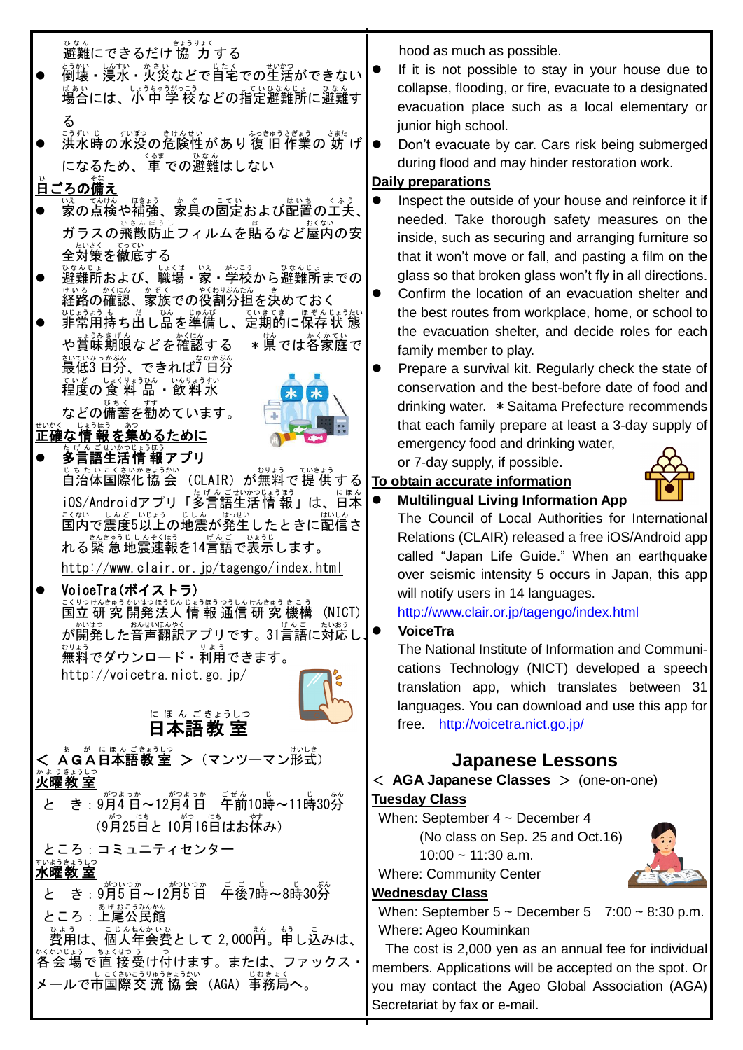避難にできるだけ協力する

- 倒壊・浸水・火災などで自宅での生活ができない場合には、小中学校などの指定避難所に避難する
- 洪水時の水没の危険性があり復旧作業の妨げになるため、車での避難はしない

**日ごろの備え**

- 家の点検や補強、家具の固定および配置の工夫、ガラスの飛散防止フィルムを貼るなど屋内の安全対策を徹底する
- 避難所および、職場・家・学校から避難所までの経路の確認、家族での役割分担を決めておく
- 非常用持ち出し品を準備し、定期的に保存状態や賞味期限などを確認する　＊県では各家庭で最低3日分、できれば7日分程度の食料品・飲料水などの備蓄を勧めています。

**正確な情報を集めるために**

- **多言語生活情報アプリ**
  自治体国際化協会（CLAIR）が無料で提供するiOS/Androidアプリ「多言語生活情報」は、日本国内で震度5以上の地震が発生したときに配信される緊急地震速報を14言語で表示します。
  http://www.clair.or.jp/tagengo/index.html
- **VoiceTra（ボイストラ）**
  国立研究開発法人情報通信研究機構（NICT）が開発した音声翻訳アプリです。31言語に対応し、無料でダウンロード・利用できます。
  http://voicetra.nict.go.jp/

## 日本語教室

＜ＡＧＡ日本語教室＞（マンツーマン形式）

**火曜教室**

とき：9月4日～12月4日　午前10時～11時30分
（9月25日と10月16日はお休み）

ところ：コミュニティセンター

**水曜教室**

とき：9月5日～12月5日　午後7時～8時30分

ところ：上尾公民館

費用は、個人年会費として2,000円。申し込みは、各会場で直接受け付けます。または、ファックス・メールで市国際交流協会（AGA）事務局へ。

hood as much as possible.

- If it is not possible to stay in your house due to collapse, flooding, or fire, evacuate to a designated evacuation place such as a local elementary or junior high school.
- Don't evacuate by car. Cars risk being submerged during flood and may hinder restoration work.

**Daily preparations**

- Inspect the outside of your house and reinforce it if needed. Take thorough safety measures on the inside, such as securing and arranging furniture so that it won't move or fall, and pasting a film on the glass so that broken glass won't fly in all directions.
- Confirm the location of an evacuation shelter and the best routes from workplace, home, or school to the evacuation shelter, and decide roles for each family member to play.
- Prepare a survival kit. Regularly check the state of conservation and the best-before date of food and drinking water. ＊Saitama Prefecture recommends that each family prepare at least a 3-day supply of emergency food and drinking water, or 7-day supply, if possible.

**To obtain accurate information**

- **Multilingual Living Information App**
  The Council of Local Authorities for International Relations (CLAIR) released a free iOS/Android app called "Japan Life Guide." When an earthquake over seismic intensity 5 occurs in Japan, this app will notify users in 14 languages.
  http://www.clair.or.jp/tagengo/index.html
- **VoiceTra**
  The National Institute of Information and Communications Technology (NICT) developed a speech translation app, which translates between 31 languages. You can download and use this app for free. http://voicetra.nict.go.jp/

## Japanese Lessons

＜ **AGA Japanese Classes** ＞ (one-on-one)

**Tuesday Class**

When: September 4 ~ December 4
(No class on Sep. 25 and Oct.16)
10:00 ~ 11:30 a.m.

Where: Community Center

**Wednesday Class**

When: September 5 ~ December 5　7:00 ~ 8:30 p.m.

Where: Ageo Kouminkan

The cost is 2,000 yen as an annual fee for individual members. Applications will be accepted on the spot. Or you may contact the Ageo Global Association (AGA) Secretariat by fax or e-mail.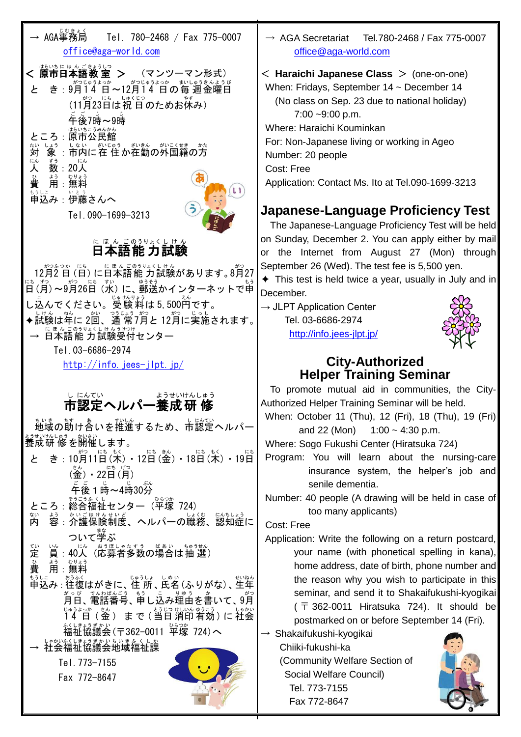→ AGA事務局　Tel. 780-2468 / Fax 775-0007
office@aga-world.com

＜ 原市日本語教室 ＞ （マンツーマン形式）

と　き：9月14日～12月14日の毎週金曜日
（11月23日は祝日のためお休み）
午後7時～9時

ところ：原市公民館

対　象：市内に在住か在勤の外国籍の方

人　数：20人

費　用：無料

申込み：伊藤さんへ
Tel. 090-1699-3213

## 日本語能力試験

12月2日（日）に日本語能力試験があります。8月27日（月）～9月26日（水）に、郵送かインターネットで申し込んでください。受験料は5,500円です。

✦試験は年に2回、通常7月と12月に実施されます。

→ 日本語能力試験受付センター
Tel. 03-6686-2974
http://info.jees-jlpt.jp/

## 市認定ヘルパー養成研修

地域の助け合いを推進するため、市認定ヘルパー養成研修を開催します。

と　き：10月11日（木）・12日（金）・18日（木）・19日（金）・22日（月）
午後1時～4時30分

ところ：総合福祉センター（平塚 724）

内　容：介護保険制度、ヘルパーの職務、認知症について学ぶ

定　員：40人（応募者多数の場合は抽選）

費　用：無料

申込み：往復はがきに、住所、氏名（ふりがな）、生年月日、電話番号、申し込み理由を書いて、9月14日（金）まで（当日消印有効）に社会福祉協議会（〒362-0011 平塚 724）へ

→ 社会福祉協議会地域福祉課
Tel. 773-7155
Fax 772-8647

→ AGA Secretariat　Tel.780-2468 / Fax 775-0007
office@aga-world.com

＜ **Haraichi Japanese Class** ＞ (one-on-one)

When: Fridays, September 14 ~ December 14
(No class on Sep. 23 due to national holiday)
7:00 ~9:00 p.m.

Where: Haraichi Kouminkan

For: Non-Japanese living or working in Ageo

Number: 20 people

Cost: Free

Application: Contact Ms. Ito at Tel.090-1699-3213

## Japanese-Language Proficiency Test

The Japanese-Language Proficiency Test will be held on Sunday, December 2. You can apply either by mail or the Internet from August 27 (Mon) through September 26 (Wed). The test fee is 5,500 yen.

✦ This test is held twice a year, usually in July and in December.

→ JLPT Application Center
Tel. 03-6686-2974
http://info.jees-jlpt.jp/

## City-Authorized Helper Training Seminar

To promote mutual aid in communities, the City-Authorized Helper Training Seminar will be held.

When: October 11 (Thu), 12 (Fri), 18 (Thu), 19 (Fri) and 22 (Mon)　1:00 ~ 4:30 p.m.

Where: Sogo Fukushi Center (Hiratsuka 724)

Program: You will learn about the nursing-care insurance system, the helper's job and senile dementia.

Number: 40 people (A drawing will be held in case of too many applicants)

Cost: Free

Application: Write the following on a return postcard, your name (with phonetical spelling in kana), home address, date of birth, phone number and the reason why you wish to participate in this seminar, and send it to Shakaifukushi-kyogikai (〒362-0011 Hiratsuka 724). It should be postmarked on or before September 14 (Fri).

→ Shakaifukushi-kyogikai
Chiiki-fukushi-ka
(Community Welfare Section of Social Welfare Council)
Tel. 773-7155
Fax 772-8647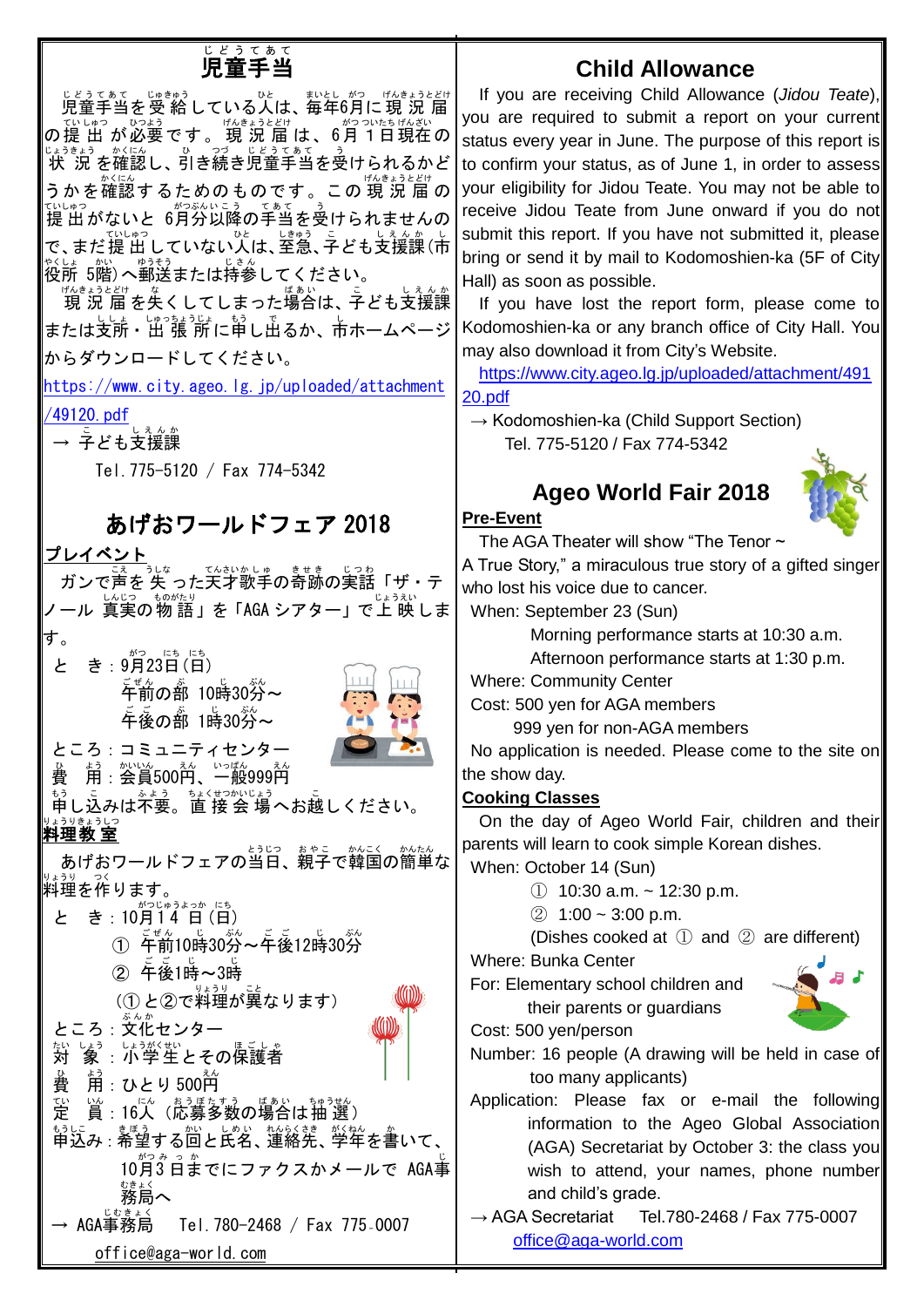## 児童手当

児童手当を受給している人は、毎年6月に現況届の提出が必要です。現況届は、6月1日現在の状況を確認し、引き続き児童手当を受けられるかどうかを確認するためのものです。この現況届の提出がないと 6月分以降の手当を受けられませんので、まだ提出していない人は、至急、子ども支援課(市役所 5階)へ郵送または持参してください。

現況届を失くしてしまった場合は、子ども支援課または支所・出張所に申し出るか、市ホームページからダウンロードしてください。

https://www.city.ageo.lg.jp/uploaded/attachment/49120.pdf

→ 子ども支援課

Tel.775-5120 / Fax 774-5342

## あげおワールドフェア 2018

**プレイベント**

ガンで声を失った天才歌手の奇跡の実話「ザ・テノール 真実の物語」を「AGA シアター」で上映します。

と き：9月23日(日)

午前の部 10時30分～

午後の部 1時30分～

ところ：コミュニティセンター

費 用：会員500円、一般999円

申し込みは不要。直接会場へお越しください。

**料理教室**

あげおワールドフェアの当日、親子で韓国の簡単な料理を作ります。

と き：10月14日(日)

① 午前10時30分～午後12時30分

② 午後1時～3時

(①と②で料理が異なります)

ところ：文化センター

対 象：小学生とその保護者

費 用：ひとり 500円

定 員：16人（応募多数の場合は抽選）

申込み：希望する回と氏名、連絡先、学年を書いて、10月3日までにファクスかメールで AGA事務局へ

→ AGA事務局 Tel.780-2468 / Fax 775-0007

office@aga-world.com

## Child Allowance

If you are receiving Child Allowance (*Jidou Teate*), you are required to submit a report on your current status every year in June. The purpose of this report is to confirm your status, as of June 1, in order to assess your eligibility for Jidou Teate. You may not be able to receive Jidou Teate from June onward if you do not submit this report. If you have not submitted it, please bring or send it by mail to Kodomoshien-ka (5F of City Hall) as soon as possible.

If you have lost the report form, please come to Kodomoshien-ka or any branch office of City Hall. You may also download it from City's Website.

https://www.city.ageo.lg.jp/uploaded/attachment/49120.pdf

→ Kodomoshien-ka (Child Support Section)

Tel. 775-5120 / Fax 774-5342

## Ageo World Fair 2018

**Pre-Event**

The AGA Theater will show "The Tenor ~ A True Story," a miraculous true story of a gifted singer who lost his voice due to cancer.

When: September 23 (Sun)

Morning performance starts at 10:30 a.m.

Afternoon performance starts at 1:30 p.m.

Where: Community Center

Cost: 500 yen for AGA members

999 yen for non-AGA members

No application is needed. Please come to the site on the show day.

**Cooking Classes**

On the day of Ageo World Fair, children and their parents will learn to cook simple Korean dishes.

When: October 14 (Sun)

① 10:30 a.m. ~ 12:30 p.m.

② 1:00 ~ 3:00 p.m.

(Dishes cooked at ① and ② are different)

Where: Bunka Center

For: Elementary school children and their parents or guardians

Cost: 500 yen/person

Number: 16 people (A drawing will be held in case of too many applicants)

Application: Please fax or e-mail the following information to the Ageo Global Association (AGA) Secretariat by October 3: the class you wish to attend, your names, phone number and child's grade.

→ AGA Secretariat Tel.780-2468 / Fax 775-0007

office@aga-world.com